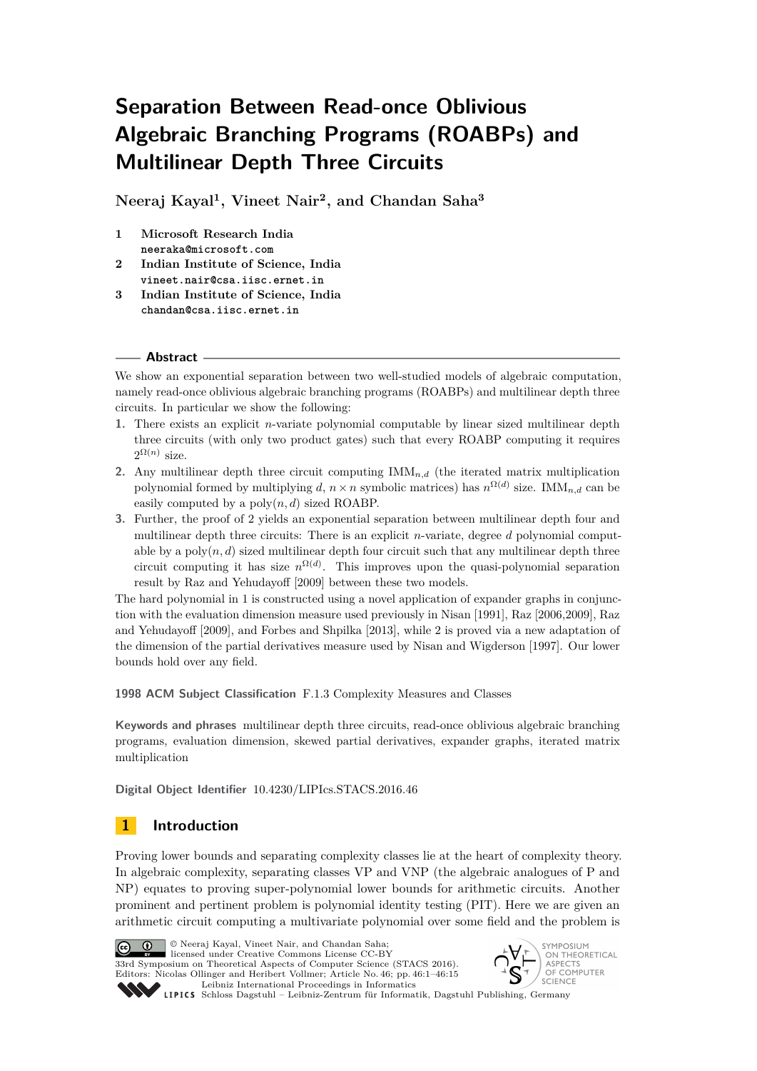# Separation Between Read-once Oblivious Algebraic Branching Programs (ROABPs) and Multilinear Depth Three Circuits

**Neeraj Kayal[1], Vineet Nair[2], and Chandan Saha[3]**

1. **Microsoft Research India**
   neeraka@microsoft.com
2. **Indian Institute of Science, India**
   vineet.nair@csa.iisc.ernet.in
3. **Indian Institute of Science, India**
   chandan@csa.iisc.ernet.in

## Abstract

We show an exponential separation between two well-studied models of algebraic computation, namely read-once oblivious algebraic branching programs (ROABPs) and multilinear depth three circuits. In particular we show the following:

1. There exists an explicit $n$-variate polynomial computable by linear sized multilinear depth three circuits (with only two product gates) such that every ROABP computing it requires $2^{\Omega(n)}$ size.
2. Any multilinear depth three circuit computing $\mathrm{IMM}_{n,d}$ (the iterated matrix multiplication polynomial formed by multiplying $d$, $n \times n$ symbolic matrices) has $n^{\Omega(d)}$ size. $\mathrm{IMM}_{n,d}$ can be easily computed by a $\mathrm{poly}(n,d)$ sized ROABP.
3. Further, the proof of 2 yields an exponential separation between multilinear depth four and multilinear depth three circuits: There is an explicit $n$-variate, degree $d$ polynomial computable by a $\mathrm{poly}(n,d)$ sized multilinear depth four circuit such that any multilinear depth three circuit computing it has size $n^{\Omega(d)}$. This improves upon the quasi-polynomial separation result by Raz and Yehudayoff [2009] between these two models.

The hard polynomial in 1 is constructed using a novel application of expander graphs in conjunction with the evaluation dimension measure used previously in Nisan [1991], Raz [2006,2009], Raz and Yehudayoff [2009], and Forbes and Shpilka [2013], while 2 is proved via a new adaptation of the dimension of the partial derivatives measure used by Nisan and Wigderson [1997]. Our lower bounds hold over any field.

**1998 ACM Subject Classification** F.1.3 Complexity Measures and Classes

**Keywords and phrases** multilinear depth three circuits, read-once oblivious algebraic branching programs, evaluation dimension, skewed partial derivatives, expander graphs, iterated matrix multiplication

**Digital Object Identifier** 10.4230/LIPIcs.STACS.2016.46

## 1 Introduction

Proving lower bounds and separating complexity classes lie at the heart of complexity theory. In algebraic complexity, separating classes VP and VNP (the algebraic analogues of P and NP) equates to proving super-polynomial lower bounds for arithmetic circuits. Another prominent and pertinent problem is polynomial identity testing (PIT). Here we are given an arithmetic circuit computing a multivariate polynomial over some field and the problem is

© Neeraj Kayal, Vineet Nair, and Chandan Saha;
licensed under Creative Commons License CC-BY
33rd Symposium on Theoretical Aspects of Computer Science (STACS 2016).
Editors: Nicolas Ollinger and Heribert Vollmer; Article No. 46; pp. 46:1–46:15
Leibniz International Proceedings in Informatics
Schloss Dagstuhl – Leibniz-Zentrum für Informatik, Dagstuhl Publishing, Germany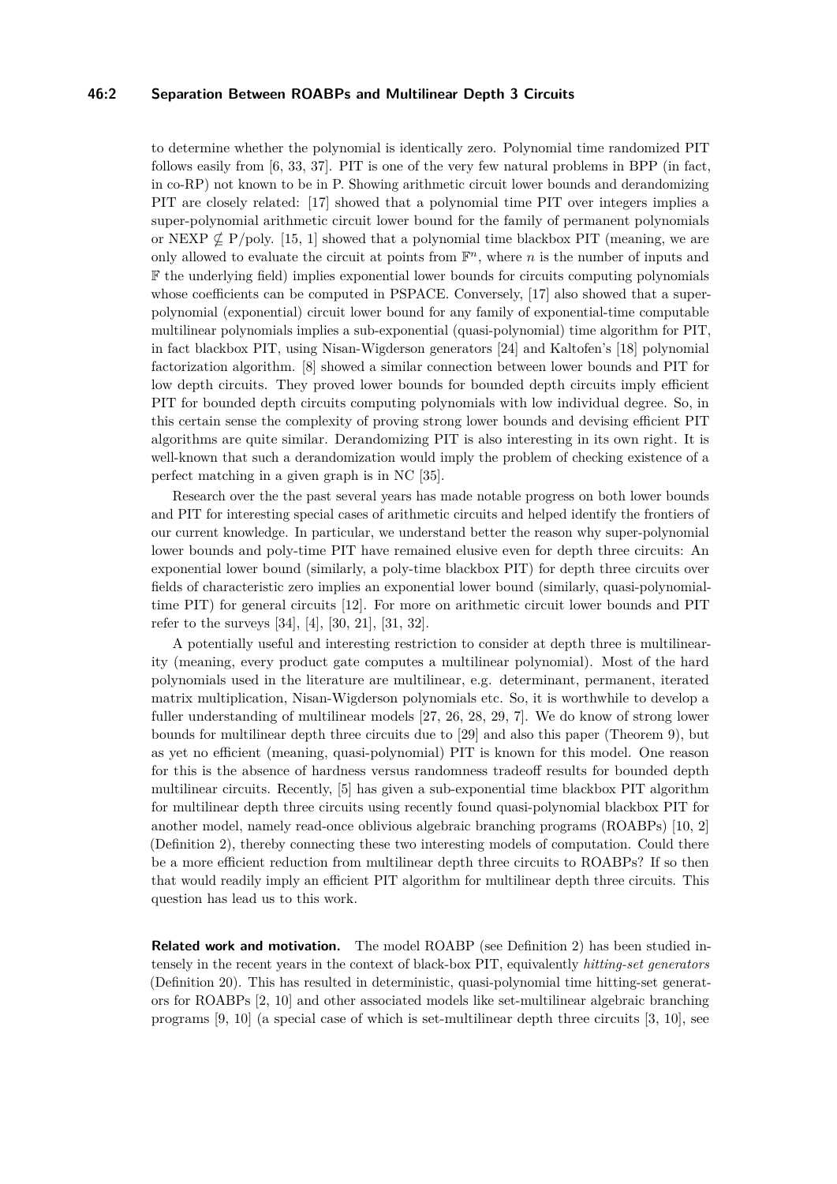to determine whether the polynomial is identically zero. Polynomial time randomized PIT follows easily from [6, 33, 37]. PIT is one of the very few natural problems in BPP (in fact, in co-RP) not known to be in P. Showing arithmetic circuit lower bounds and derandomizing PIT are closely related: [17] showed that a polynomial time PIT over integers implies a super-polynomial arithmetic circuit lower bound for the family of permanent polynomials or NEXP $\nsubseteq$ P/poly. [15, 1] showed that a polynomial time blackbox PIT (meaning, we are only allowed to evaluate the circuit at points from $\mathbb{F}^n$, where $n$ is the number of inputs and $\mathbb{F}$ the underlying field) implies exponential lower bounds for circuits computing polynomials whose coefficients can be computed in PSPACE. Conversely, [17] also showed that a super-polynomial (exponential) circuit lower bound for any family of exponential-time computable multilinear polynomials implies a sub-exponential (quasi-polynomial) time algorithm for PIT, in fact blackbox PIT, using Nisan-Wigderson generators [24] and Kaltofen's [18] polynomial factorization algorithm. [8] showed a similar connection between lower bounds and PIT for low depth circuits. They proved lower bounds for bounded depth circuits imply efficient PIT for bounded depth circuits computing polynomials with low individual degree. So, in this certain sense the complexity of proving strong lower bounds and devising efficient PIT algorithms are quite similar. Derandomizing PIT is also interesting in its own right. It is well-known that such a derandomization would imply the problem of checking existence of a perfect matching in a given graph is in NC [35].

Research over the the past several years has made notable progress on both lower bounds and PIT for interesting special cases of arithmetic circuits and helped identify the frontiers of our current knowledge. In particular, we understand better the reason why super-polynomial lower bounds and poly-time PIT have remained elusive even for depth three circuits: An exponential lower bound (similarly, a poly-time blackbox PIT) for depth three circuits over fields of characteristic zero implies an exponential lower bound (similarly, quasi-polynomial-time PIT) for general circuits [12]. For more on arithmetic circuit lower bounds and PIT refer to the surveys [34], [4], [30, 21], [31, 32].

A potentially useful and interesting restriction to consider at depth three is multilinearity (meaning, every product gate computes a multilinear polynomial). Most of the hard polynomials used in the literature are multilinear, e.g. determinant, permanent, iterated matrix multiplication, Nisan-Wigderson polynomials etc. So, it is worthwhile to develop a fuller understanding of multilinear models [27, 26, 28, 29, 7]. We do know of strong lower bounds for multilinear depth three circuits due to [29] and also this paper (Theorem 9), but as yet no efficient (meaning, quasi-polynomial) PIT is known for this model. One reason for this is the absence of hardness versus randomness tradeoff results for bounded depth multilinear circuits. Recently, [5] has given a sub-exponential time blackbox PIT algorithm for multilinear depth three circuits using recently found quasi-polynomial blackbox PIT for another model, namely read-once oblivious algebraic branching programs (ROABPs) [10, 2] (Definition 2), thereby connecting these two interesting models of computation. Could there be a more efficient reduction from multilinear depth three circuits to ROABPs? If so then that would readily imply an efficient PIT algorithm for multilinear depth three circuits. This question has lead us to this work.

**Related work and motivation.** The model ROABP (see Definition 2) has been studied intensely in the recent years in the context of black-box PIT, equivalently *hitting-set generators* (Definition 20). This has resulted in deterministic, quasi-polynomial time hitting-set generators for ROABPs [2, 10] and other associated models like set-multilinear algebraic branching programs [9, 10] (a special case of which is set-multilinear depth three circuits [3, 10], see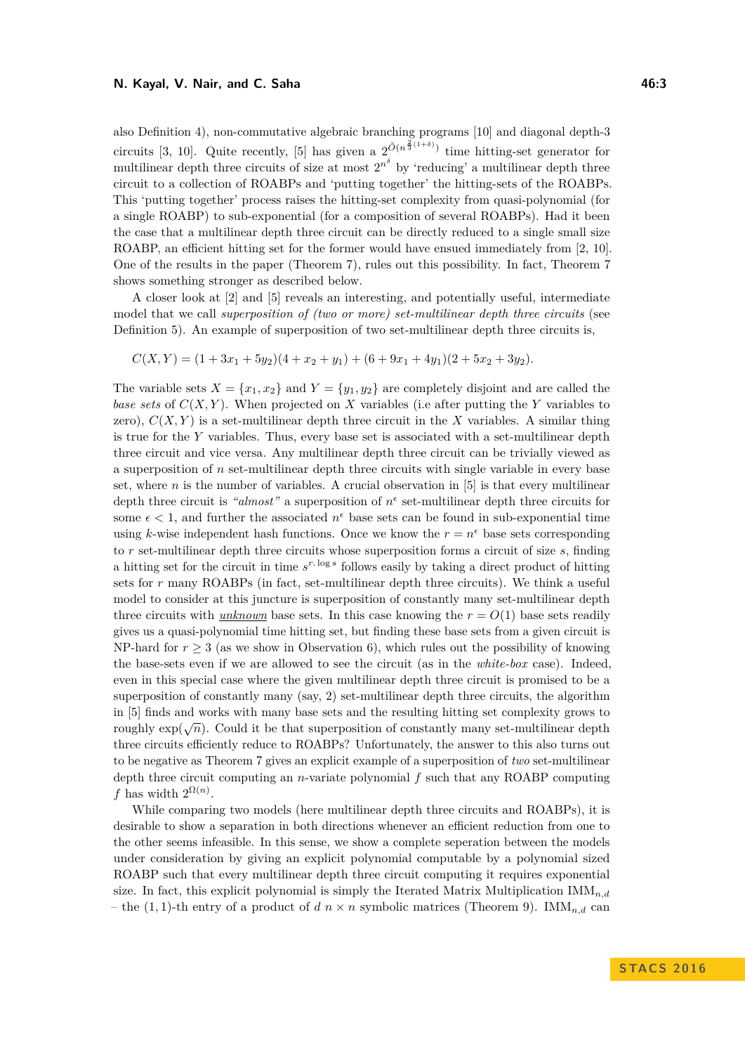also Definition 4), non-commutative algebraic branching programs [10] and diagonal depth-3 circuits [3, 10]. Quite recently, [5] has given a $2^{\tilde{O}(n^{\frac{2}{3}(1+\delta)})}$ time hitting-set generator for multilinear depth three circuits of size at most $2^{n^{\delta}}$ by 'reducing' a multilinear depth three circuit to a collection of ROABPs and 'putting together' the hitting-sets of the ROABPs. This 'putting together' process raises the hitting-set complexity from quasi-polynomial (for a single ROABP) to sub-exponential (for a composition of several ROABPs). Had it been the case that a multilinear depth three circuit can be directly reduced to a single small size ROABP, an efficient hitting set for the former would have ensued immediately from [2, 10]. One of the results in the paper (Theorem 7), rules out this possibility. In fact, Theorem 7 shows something stronger as described below.

A closer look at [2] and [5] reveals an interesting, and potentially useful, intermediate model that we call *superposition of (two or more) set-multilinear depth three circuits* (see Definition 5). An example of superposition of two set-multilinear depth three circuits is,

$$C(X,Y) = (1 + 3x_1 + 5y_2)(4 + x_2 + y_1) + (6 + 9x_1 + 4y_1)(2 + 5x_2 + 3y_2).$$

The variable sets $X = \{x_1, x_2\}$ and $Y = \{y_1, y_2\}$ are completely disjoint and are called the *base sets* of $C(X,Y)$. When projected on $X$ variables (i.e after putting the $Y$ variables to zero), $C(X,Y)$ is a set-multilinear depth three circuit in the $X$ variables. A similar thing is true for the $Y$ variables. Thus, every base set is associated with a set-multilinear depth three circuit and vice versa. Any multilinear depth three circuit can be trivially viewed as a superposition of $n$ set-multilinear depth three circuits with single variable in every base set, where $n$ is the number of variables. A crucial observation in [5] is that every multilinear depth three circuit is *"almost"* a superposition of $n^{\epsilon}$ set-multilinear depth three circuits for some $\epsilon < 1$, and further the associated $n^{\epsilon}$ base sets can be found in sub-exponential time using $k$-wise independent hash functions. Once we know the $r = n^{\epsilon}$ base sets corresponding to $r$ set-multilinear depth three circuits whose superposition forms a circuit of size $s$, finding a hitting set for the circuit in time $s^{r \cdot \log s}$ follows easily by taking a direct product of hitting sets for $r$ many ROABPs (in fact, set-multilinear depth three circuits). We think a useful model to consider at this juncture is superposition of constantly many set-multilinear depth three circuits with <u>*unknown*</u> base sets. In this case knowing the $r = O(1)$ base sets readily gives us a quasi-polynomial time hitting set, but finding these base sets from a given circuit is NP-hard for $r \geq 3$ (as we show in Observation 6), which rules out the possibility of knowing the base-sets even if we are allowed to see the circuit (as in the *white-box* case). Indeed, even in this special case where the given multilinear depth three circuit is promised to be a superposition of constantly many (say, 2) set-multilinear depth three circuits, the algorithm in [5] finds and works with many base sets and the resulting hitting set complexity grows to roughly $\exp(\sqrt{n})$. Could it be that superposition of constantly many set-multilinear depth three circuits efficiently reduce to ROABPs? Unfortunately, the answer to this also turns out to be negative as Theorem 7 gives an explicit example of a superposition of *two* set-multilinear depth three circuit computing an $n$-variate polynomial $f$ such that any ROABP computing $f$ has width $2^{\Omega(n)}$.

While comparing two models (here multilinear depth three circuits and ROABPs), it is desirable to show a separation in both directions whenever an efficient reduction from one to the other seems infeasible. In this sense, we show a complete seperation between the models under consideration by giving an explicit polynomial computable by a polynomial sized ROABP such that every multilinear depth three circuit computing it requires exponential size. In fact, this explicit polynomial is simply the Iterated Matrix Multiplication $\text{IMM}_{n,d}$ – the $(1,1)$-th entry of a product of $d$ $n \times n$ symbolic matrices (Theorem 9). $\text{IMM}_{n,d}$ can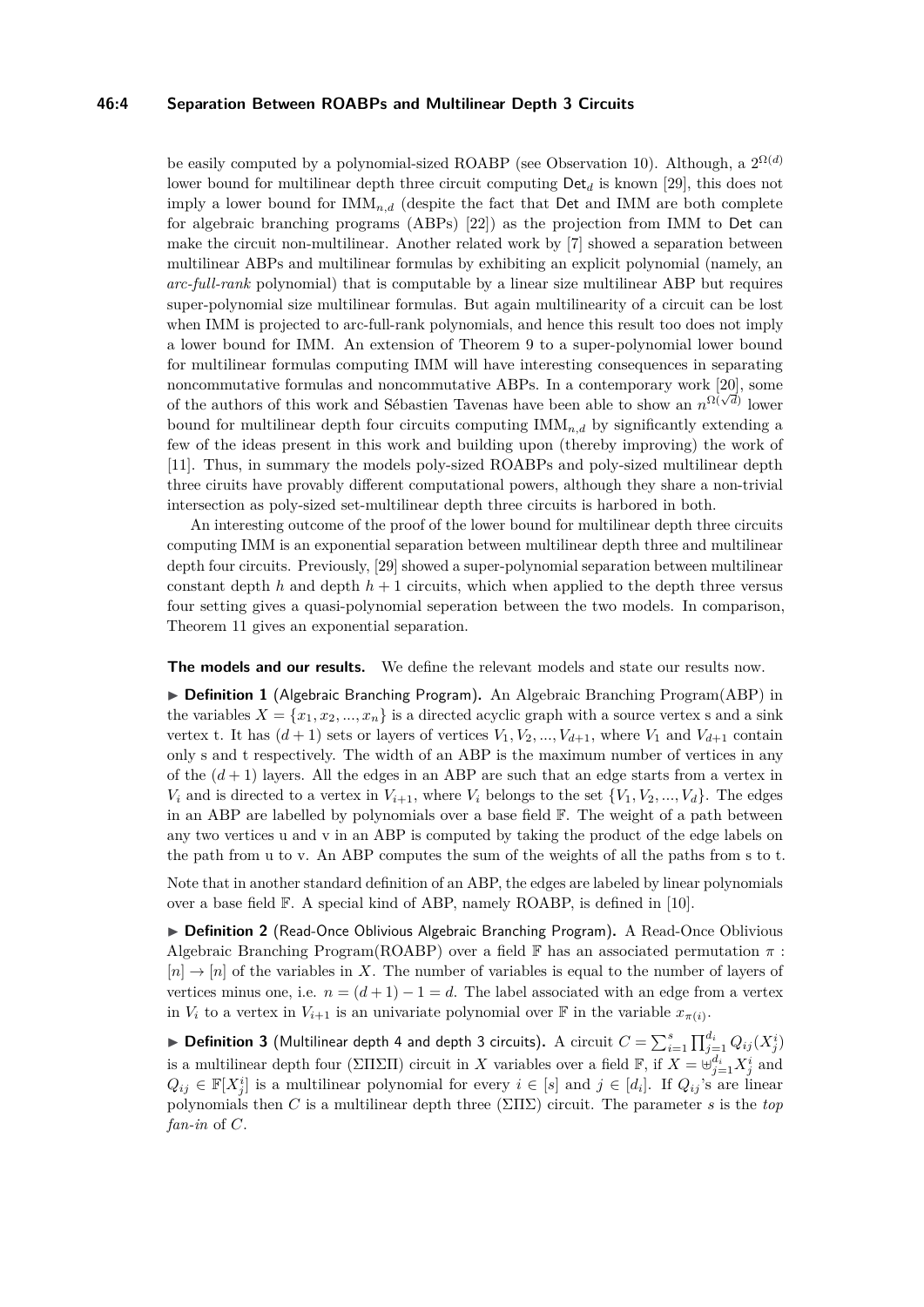be easily computed by a polynomial-sized ROABP (see Observation 10). Although, a $2^{\Omega(d)}$ lower bound for multilinear depth three circuit computing $\mathsf{Det}_d$ is known [29], this does not imply a lower bound for $\mathrm{IMM}_{n,d}$ (despite the fact that $\mathsf{Det}$ and IMM are both complete for algebraic branching programs (ABPs) [22]) as the projection from IMM to $\mathsf{Det}$ can make the circuit non-multilinear. Another related work by [7] showed a separation between multilinear ABPs and multilinear formulas by exhibiting an explicit polynomial (namely, an *arc-full-rank* polynomial) that is computable by a linear size multilinear ABP but requires super-polynomial size multilinear formulas. But again multilinearity of a circuit can be lost when IMM is projected to arc-full-rank polynomials, and hence this result too does not imply a lower bound for IMM. An extension of Theorem 9 to a super-polynomial lower bound for multilinear formulas computing IMM will have interesting consequences in separating noncommutative formulas and noncommutative ABPs. In a contemporary work [20], some of the authors of this work and Sébastien Tavenas have been able to show an $n^{\Omega(\sqrt{d})}$ lower bound for multilinear depth four circuits computing $\mathrm{IMM}_{n,d}$ by significantly extending a few of the ideas present in this work and building upon (thereby improving) the work of [11]. Thus, in summary the models poly-sized ROABPs and poly-sized multilinear depth three ciruits have provably different computational powers, although they share a non-trivial intersection as poly-sized set-multilinear depth three circuits is harbored in both.

An interesting outcome of the proof of the lower bound for multilinear depth three circuits computing IMM is an exponential separation between multilinear depth three and multilinear depth four circuits. Previously, [29] showed a super-polynomial separation between multilinear constant depth $h$ and depth $h+1$ circuits, which when applied to the depth three versus four setting gives a quasi-polynomial seperation between the two models. In comparison, Theorem 11 gives an exponential separation.

**The models and our results.** We define the relevant models and state our results now.

▶ **Definition 1** (Algebraic Branching Program)**.** An Algebraic Branching Program(ABP) in the variables $X = \{x_1, x_2, ..., x_n\}$ is a directed acyclic graph with a source vertex s and a sink vertex t. It has $(d+1)$ sets or layers of vertices $V_1, V_2, ..., V_{d+1}$, where $V_1$ and $V_{d+1}$ contain only s and t respectively. The width of an ABP is the maximum number of vertices in any of the $(d+1)$ layers. All the edges in an ABP are such that an edge starts from a vertex in $V_i$ and is directed to a vertex in $V_{i+1}$, where $V_i$ belongs to the set $\{V_1, V_2, ..., V_d\}$. The edges in an ABP are labelled by polynomials over a base field $\mathbb{F}$. The weight of a path between any two vertices u and v in an ABP is computed by taking the product of the edge labels on the path from u to v. An ABP computes the sum of the weights of all the paths from s to t.

Note that in another standard definition of an ABP, the edges are labeled by linear polynomials over a base field $\mathbb{F}$. A special kind of ABP, namely ROABP, is defined in [10].

▶ **Definition 2** (Read-Once Oblivious Algebraic Branching Program)**.** A Read-Once Oblivious Algebraic Branching Program(ROABP) over a field $\mathbb{F}$ has an associated permutation $\pi : [n] \to [n]$ of the variables in $X$. The number of variables is equal to the number of layers of vertices minus one, i.e. $n = (d+1) - 1 = d$. The label associated with an edge from a vertex in $V_i$ to a vertex in $V_{i+1}$ is an univariate polynomial over $\mathbb{F}$ in the variable $x_{\pi(i)}$.

▶ **Definition 3** (Multilinear depth 4 and depth 3 circuits)**.** A circuit $C = \sum_{i=1}^{s} \prod_{j=1}^{d_i} Q_{ij}(X_j^i)$ is a multilinear depth four ($\Sigma\Pi\Sigma\Pi$) circuit in $X$ variables over a field $\mathbb{F}$, if $X = \uplus_{j=1}^{d_i} X_j^i$ and $Q_{ij} \in \mathbb{F}[X_j^i]$ is a multilinear polynomial for every $i \in [s]$ and $j \in [d_i]$. If $Q_{ij}$'s are linear polynomials then $C$ is a multilinear depth three ($\Sigma\Pi\Sigma$) circuit. The parameter $s$ is the *top fan-in* of $C$.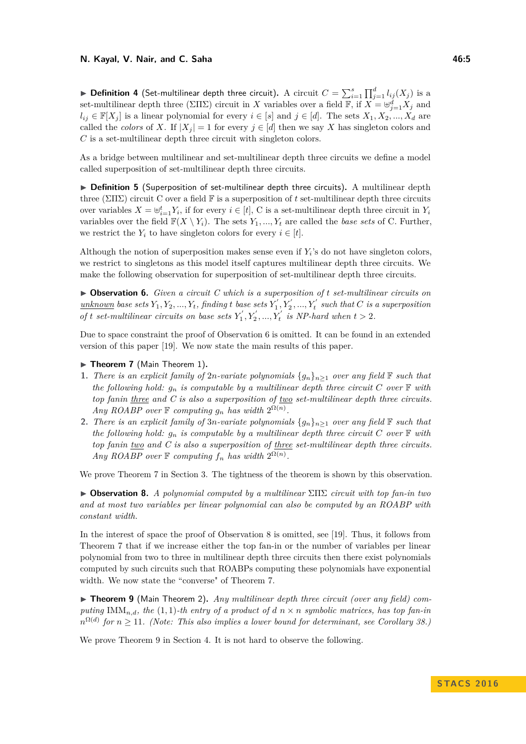▶ **Definition 4** (Set-multilinear depth three circuit). A circuit $C = \sum_{i=1}^{s}\prod_{j=1}^{d} l_{ij}(X_j)$ is a set-multilinear depth three ($\Sigma\Pi\Sigma$) circuit in $X$ variables over a field $\mathbb{F}$, if $X = \uplus_{j=1}^{d} X_j$ and $l_{ij} \in \mathbb{F}[X_j]$ is a linear polynomial for every $i \in [s]$ and $j \in [d]$. The sets $X_1, X_2, ..., X_d$ are called the *colors* of $X$. If $|X_j| = 1$ for every $j \in [d]$ then we say $X$ has singleton colors and $C$ is a set-multilinear depth three circuit with singleton colors.

As a bridge between multilinear and set-multilinear depth three circuits we define a model called superposition of set-multilinear depth three circuits.

▶ **Definition 5** (Superposition of set-multilinear depth three circuits). A multilinear depth three ($\Sigma\Pi\Sigma$) circuit C over a field $\mathbb{F}$ is a superposition of $t$ set-multilinear depth three circuits over variables $X = \uplus_{i=1}^{t} Y_i$, if for every $i \in [t]$, C is a set-multilinear depth three circuit in $Y_i$ variables over the field $\mathbb{F}(X \setminus Y_i)$. The sets $Y_1, ..., Y_t$ are called the *base sets* of C. Further, we restrict the $Y_i$ to have singleton colors for every $i \in [t]$.

Although the notion of superposition makes sense even if $Y_i$'s do not have singleton colors, we restrict to singletons as this model itself captures multilinear depth three circuits. We make the following observation for superposition of set-multilinear depth three circuits.

▶ **Observation 6.** *Given a circuit $C$ which is a superposition of $t$ set-multilinear circuits on <u>unknown</u> base sets $Y_1, Y_2, ..., Y_t$, finding $t$ base sets $Y_1', Y_2', ..., Y_t'$ such that $C$ is a superposition of $t$ set-multilinear circuits on base sets $Y_1', Y_2', ..., Y_t'$ is NP-hard when $t > 2$.*

Due to space constraint the proof of Observation 6 is omitted. It can be found in an extended version of this paper [19]. We now state the main results of this paper.

▶ **Theorem 7** (Main Theorem 1).

1. *There is an explicit family of $2n$-variate polynomials $\{g_n\}_{n\geq 1}$ over any field $\mathbb{F}$ such that the following hold: $g_n$ is computable by a multilinear depth three circuit $C$ over $\mathbb{F}$ with top fanin <u>three</u> and $C$ is also a superposition of <u>two</u> set-multilinear depth three circuits. Any ROABP over $\mathbb{F}$ computing $g_n$ has width $2^{\Omega(n)}$.*
2. *There is an explicit family of $3n$-variate polynomials $\{g_n\}_{n\geq 1}$ over any field $\mathbb{F}$ such that the following hold: $g_n$ is computable by a multilinear depth three circuit $C$ over $\mathbb{F}$ with top fanin <u>two</u> and $C$ is also a superposition of <u>three</u> set-multilinear depth three circuits. Any ROABP over $\mathbb{F}$ computing $f_n$ has width $2^{\Omega(n)}$.*

We prove Theorem 7 in Section 3. The tightness of the theorem is shown by this observation.

▶ **Observation 8.** *A polynomial computed by a multilinear $\Sigma\Pi\Sigma$ circuit with top fan-in two and at most two variables per linear polynomial can also be computed by an ROABP with constant width.*

In the interest of space the proof of Observation 8 is omitted, see [19]. Thus, it follows from Theorem 7 that if we increase either the top fan-in or the number of variables per linear polynomial from two to three in multilinear depth three circuits then there exist polynomials computed by such circuits such that ROABPs computing these polynomials have exponential width. We now state the "converse" of Theorem 7.

▶ **Theorem 9** (Main Theorem 2). *Any multilinear depth three circuit (over any field) computing $\mathrm{IMM}_{n,d}$, the $(1,1)$-th entry of a product of $d$ $n \times n$ symbolic matrices, has top fan-in $n^{\Omega(d)}$ for $n \geq 11$. (Note: This also implies a lower bound for determinant, see Corollary 38.)*

We prove Theorem 9 in Section 4. It is not hard to observe the following.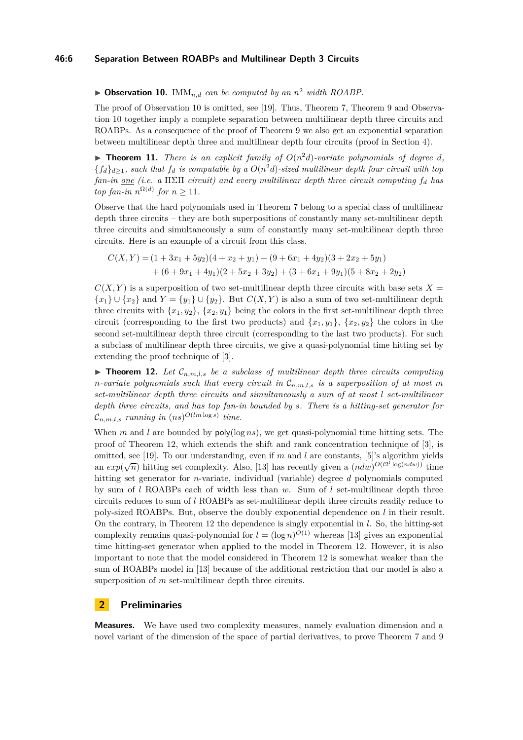▶ **Observation 10.** $\text{IMM}_{n,d}$ *can be computed by an* $n^2$ *width ROABP.*

The proof of Observation 10 is omitted, see [19]. Thus, Theorem 7, Theorem 9 and Observation 10 together imply a complete separation between multilinear depth three circuits and ROABPs. As a consequence of the proof of Theorem 9 we also get an exponential separation between multilinear depth three and multilinear depth four circuits (proof in Section 4).

▶ **Theorem 11.** *There is an explicit family of* $O(n^2 d)$*-variate polynomials of degree* $d$*,* $\{f_d\}_{d\geq 1}$*, such that* $f_d$ *is computable by a* $O(n^2 d)$*-sized multilinear depth four circuit with top fan-in* one *(i.e. a* $\Pi\Sigma\Pi$ *circuit) and every multilinear depth three circuit computing* $f_d$ *has top fan-in* $n^{\Omega(d)}$ *for* $n \geq 11$*.*

Observe that the hard polynomials used in Theorem 7 belong to a special class of multilinear depth three circuits – they are both superpositions of constantly many set-multilinear depth three circuits and simultaneously a sum of constantly many set-multilinear depth three circuits. Here is an example of a circuit from this class.

$$
\begin{aligned}
C(X,Y) = &(1+3x_1+5y_2)(4+x_2+y_1)+(9+6x_1+4y_2)(3+2x_2+5y_1) \\
&+(6+9x_1+4y_1)(2+5x_2+3y_2)+(3+6x_1+9y_1)(5+8x_2+2y_2)
\end{aligned}
$$

$C(X,Y)$ is a superposition of two set-multilinear depth three circuits with base sets $X = \{x_1\} \cup \{x_2\}$ and $Y = \{y_1\} \cup \{y_2\}$. But $C(X,Y)$ is also a sum of two set-multilinear depth three circuits with $\{x_1, y_2\}$, $\{x_2, y_1\}$ being the colors in the first set-multilinear depth three circuit (corresponding to the first two products) and $\{x_1, y_1\}$, $\{x_2, y_2\}$ the colors in the second set-multilinear depth three circuit (corresponding to the last two products). For such a subclass of multilinear depth three circuits, we give a quasi-polynomial time hitting set by extending the proof technique of [3].

▶ **Theorem 12.** *Let* $\mathcal{C}_{n,m,l,s}$ *be a subclass of multilinear depth three circuits computing* $n$*-variate polynomials such that every circuit in* $\mathcal{C}_{n,m,l,s}$ *is a superposition of at most* $m$ *set-multilinear depth three circuits and simultaneously a sum of at most* $l$ *set-multilinear depth three circuits, and has top fan-in bounded by* $s$*. There is a hitting-set generator for* $\mathcal{C}_{n,m,l,s}$ *running in* $(ns)^{O(lm\log s)}$ *time.*

When $m$ and $l$ are bounded by $\mathsf{poly}(\log ns)$, we get quasi-polynomial time hitting sets. The proof of Theorem 12, which extends the shift and rank concentration technique of [3], is omitted, see [19]. To our understanding, even if $m$ and $l$ are constants, [5]'s algorithm yields an $exp(\sqrt{n})$ hitting set complexity. Also, [13] has recently given a $(ndw)^{O(l2^l\log(ndw))}$ time hitting set generator for $n$-variate, individual (variable) degree $d$ polynomials computed by sum of $l$ ROABPs each of width less than $w$. Sum of $l$ set-multilinear depth three circuits reduces to sum of $l$ ROABPs as set-multilinear depth three circuits readily reduce to poly-sized ROABPs. But, observe the doubly exponential dependence on $l$ in their result. On the contrary, in Theorem 12 the dependence is singly exponential in $l$. So, the hitting-set complexity remains quasi-polynomial for $l = (\log n)^{O(1)}$ whereas [13] gives an exponential time hitting-set generator when applied to the model in Theorem 12. However, it is also important to note that the model considered in Theorem 12 is somewhat weaker than the sum of ROABPs model in [13] because of the additional restriction that our model is also a superposition of $m$ set-multilinear depth three circuits.

## 2 Preliminaries

**Measures.** We have used two complexity measures, namely evaluation dimension and a novel variant of the dimension of the space of partial derivatives, to prove Theorem 7 and 9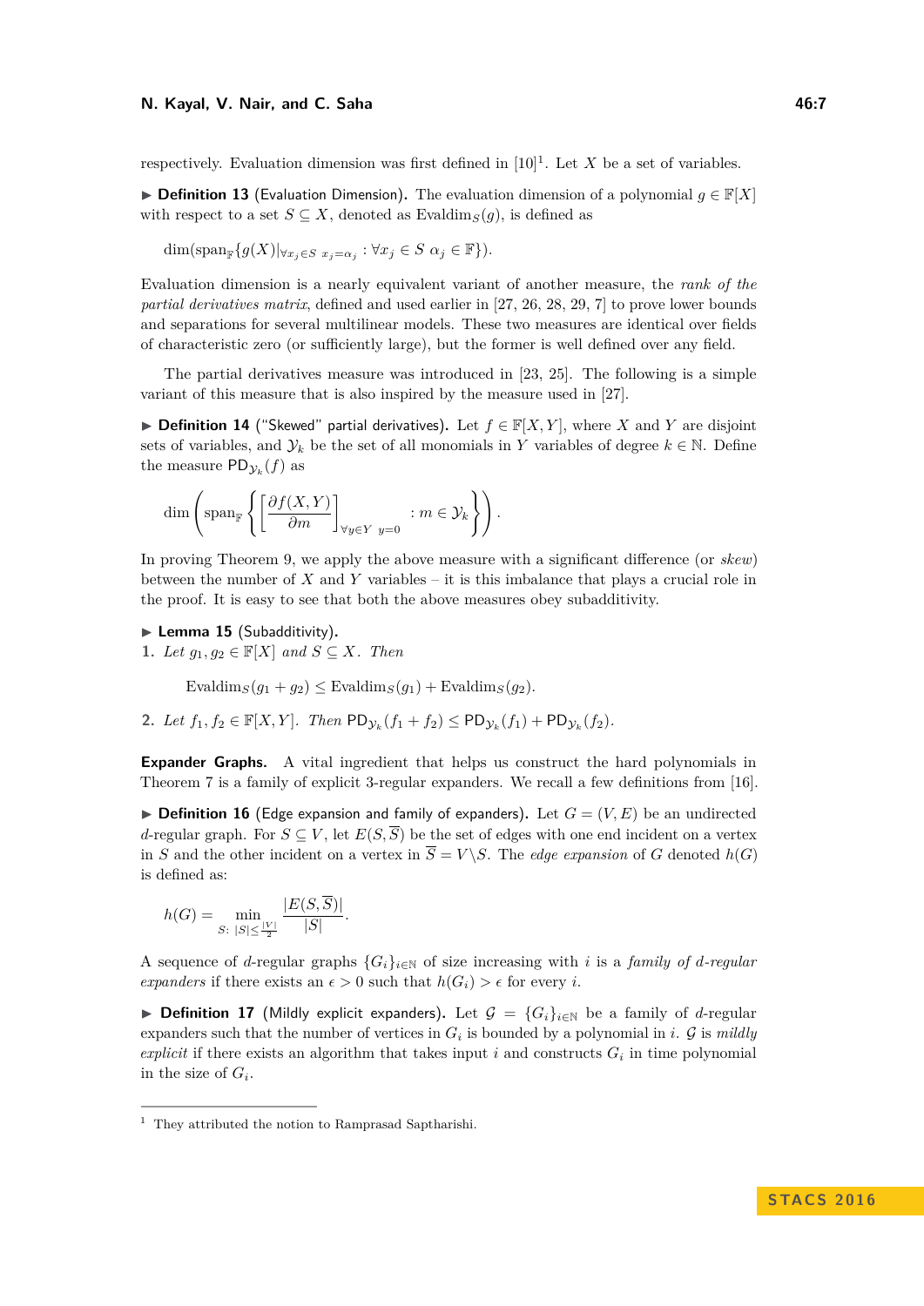respectively. Evaluation dimension was first defined in [10][1]. Let $X$ be a set of variables.

▶ **Definition 13** (Evaluation Dimension)**.** The evaluation dimension of a polynomial $g \in \mathbb{F}[X]$ with respect to a set $S \subseteq X$, denoted as $\text{Evaldim}_S(g)$, is defined as

$$\dim(\text{span}_{\mathbb{F}}\{g(X)|_{\forall x_j \in S\ x_j = \alpha_j} : \forall x_j \in S\ \alpha_j \in \mathbb{F}\}).$$

Evaluation dimension is a nearly equivalent variant of another measure, the *rank of the partial derivatives matrix*, defined and used earlier in [27, 26, 28, 29, 7] to prove lower bounds and separations for several multilinear models. These two measures are identical over fields of characteristic zero (or sufficiently large), but the former is well defined over any field.

The partial derivatives measure was introduced in [23, 25]. The following is a simple variant of this measure that is also inspired by the measure used in [27].

▶ **Definition 14** ("Skewed" partial derivatives)**.** Let $f \in \mathbb{F}[X, Y]$, where $X$ and $Y$ are disjoint sets of variables, and $\mathcal{Y}_k$ be the set of all monomials in $Y$ variables of degree $k \in \mathbb{N}$. Define the measure $\mathsf{PD}_{\mathcal{Y}_k}(f)$ as

$$\dim\left(\text{span}_{\mathbb{F}}\left\{\left[\frac{\partial f(X,Y)}{\partial m}\right]_{\forall y \in Y\ y=0} : m \in \mathcal{Y}_k\right\}\right).$$

In proving Theorem 9, we apply the above measure with a significant difference (or *skew*) between the number of $X$ and $Y$ variables – it is this imbalance that plays a crucial role in the proof. It is easy to see that both the above measures obey subadditivity.

▶ **Lemma 15** (Subadditivity)**.**

1. *Let $g_1, g_2 \in \mathbb{F}[X]$ and $S \subseteq X$. Then*

$$\text{Evaldim}_S(g_1 + g_2) \leq \text{Evaldim}_S(g_1) + \text{Evaldim}_S(g_2).$$

2. *Let $f_1, f_2 \in \mathbb{F}[X, Y]$. Then $\mathsf{PD}_{\mathcal{Y}_k}(f_1 + f_2) \leq \mathsf{PD}_{\mathcal{Y}_k}(f_1) + \mathsf{PD}_{\mathcal{Y}_k}(f_2)$.*

**Expander Graphs.** A vital ingredient that helps us construct the hard polynomials in Theorem 7 is a family of explicit 3-regular expanders. We recall a few definitions from [16].

▶ **Definition 16** (Edge expansion and family of expanders)**.** Let $G = (V, E)$ be an undirected $d$-regular graph. For $S \subseteq V$, let $E(S, \overline{S})$ be the set of edges with one end incident on a vertex in $S$ and the other incident on a vertex in $\overline{S} = V \setminus S$. The *edge expansion* of $G$ denoted $h(G)$ is defined as:

$$h(G) = \min_{S:\ |S| \leq \frac{|V|}{2}} \frac{|E(S, \overline{S})|}{|S|}.$$

A sequence of $d$-regular graphs $\{G_i\}_{i \in \mathbb{N}}$ of size increasing with $i$ is a *family of $d$-regular expanders* if there exists an $\epsilon > 0$ such that $h(G_i) > \epsilon$ for every $i$.

▶ **Definition 17** (Mildly explicit expanders)**.** Let $\mathcal{G} = \{G_i\}_{i \in \mathbb{N}}$ be a family of $d$-regular expanders such that the number of vertices in $G_i$ is bounded by a polynomial in $i$. $\mathcal{G}$ is *mildly explicit* if there exists an algorithm that takes input $i$ and constructs $G_i$ in time polynomial in the size of $G_i$.

---

[1] They attributed the notion to Ramprasad Saptharishi.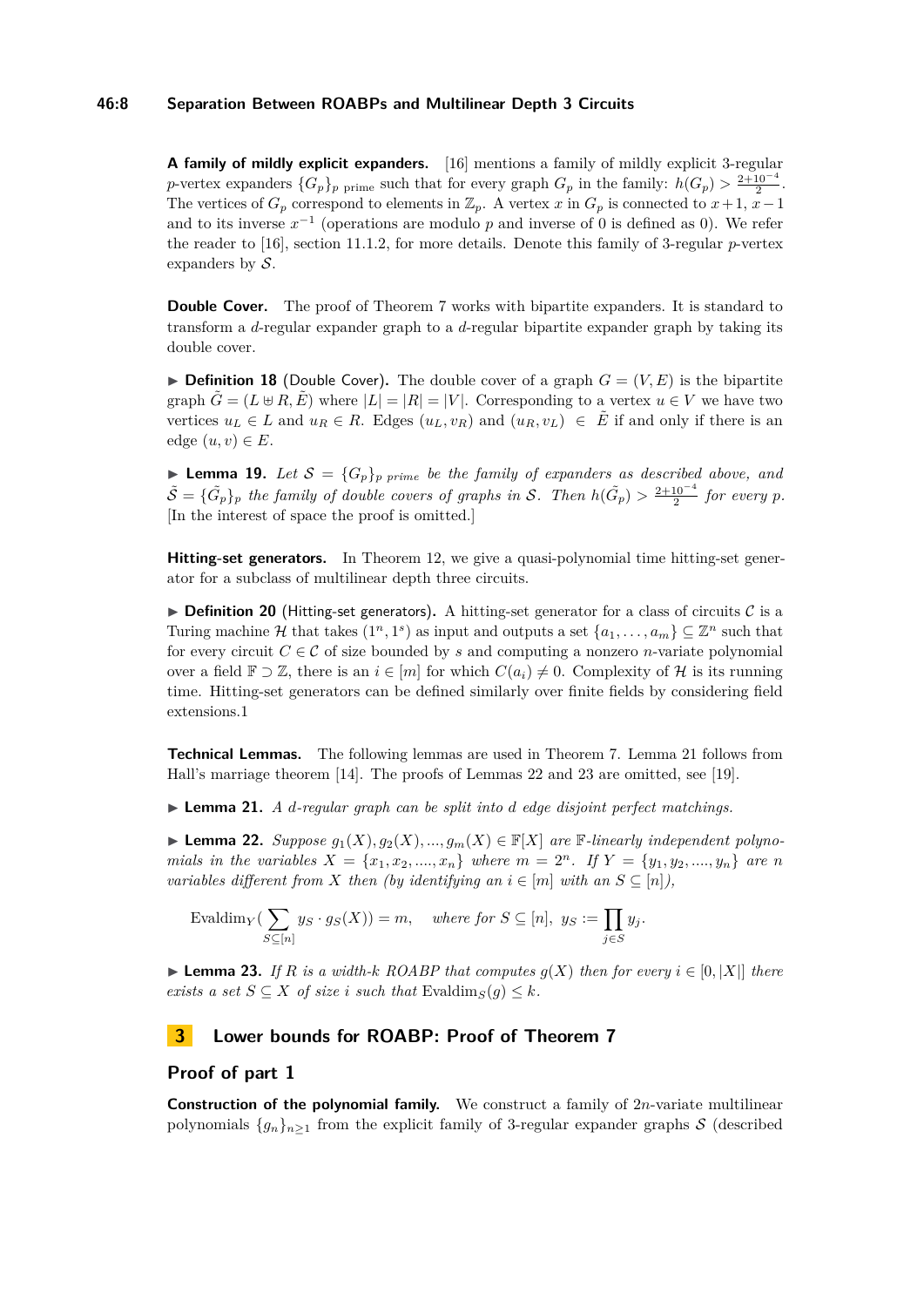**A family of mildly explicit expanders.** [16] mentions a family of mildly explicit 3-regular $p$-vertex expanders $\{G_p\}_{p \text{ prime}}$ such that for every graph $G_p$ in the family: $h(G_p) > \frac{2+10^{-4}}{2}$. The vertices of $G_p$ correspond to elements in $\mathbb{Z}_p$. A vertex $x$ in $G_p$ is connected to $x+1$, $x-1$ and to its inverse $x^{-1}$ (operations are modulo $p$ and inverse of 0 is defined as 0). We refer the reader to [16], section 11.1.2, for more details. Denote this family of 3-regular $p$-vertex expanders by $\mathcal{S}$.

**Double Cover.** The proof of Theorem 7 works with bipartite expanders. It is standard to transform a $d$-regular expander graph to a $d$-regular bipartite expander graph by taking its double cover.

▶ **Definition 18** (Double Cover)**.** The double cover of a graph $G = (V, E)$ is the bipartite graph $\tilde{G} = (L \uplus R, \tilde{E})$ where $|L| = |R| = |V|$. Corresponding to a vertex $u \in V$ we have two vertices $u_L \in L$ and $u_R \in R$. Edges $(u_L, v_R)$ and $(u_R, v_L) \in \tilde{E}$ if and only if there is an edge $(u, v) \in E$.

▶ **Lemma 19.** *Let $\mathcal{S} = \{G_p\}_{p \text{ prime}}$ be the family of expanders as described above, and $\tilde{\mathcal{S}} = \{\tilde{G}_p\}_p$ the family of double covers of graphs in $\mathcal{S}$. Then $h(\tilde{G}_p) > \frac{2+10^{-4}}{2}$ for every $p$.*
[In the interest of space the proof is omitted.]

**Hitting-set generators.** In Theorem 12, we give a quasi-polynomial time hitting-set generator for a subclass of multilinear depth three circuits.

▶ **Definition 20** (Hitting-set generators)**.** A hitting-set generator for a class of circuits $\mathcal{C}$ is a Turing machine $\mathcal{H}$ that takes $(1^n, 1^s)$ as input and outputs a set $\{a_1, \ldots, a_m\} \subseteq \mathbb{Z}^n$ such that for every circuit $C \in \mathcal{C}$ of size bounded by $s$ and computing a nonzero $n$-variate polynomial over a field $\mathbb{F} \supset \mathbb{Z}$, there is an $i \in [m]$ for which $C(a_i) \neq 0$. Complexity of $\mathcal{H}$ is its running time. Hitting-set generators can be defined similarly over finite fields by considering field extensions.1

**Technical Lemmas.** The following lemmas are used in Theorem 7. Lemma 21 follows from Hall's marriage theorem [14]. The proofs of Lemmas 22 and 23 are omitted, see [19].

▶ **Lemma 21.** *A $d$-regular graph can be split into $d$ edge disjoint perfect matchings.*

▶ **Lemma 22.** *Suppose $g_1(X), g_2(X), ..., g_m(X) \in \mathbb{F}[X]$ are $\mathbb{F}$-linearly independent polynomials in the variables $X = \{x_1, x_2, ...., x_n\}$ where $m = 2^n$. If $Y = \{y_1, y_2, ...., y_n\}$ are $n$ variables different from $X$ then (by identifying an $i \in [m]$ with an $S \subseteq [n]$),*

$$\text{Evaldim}_Y\Big(\sum_{S \subseteq [n]} y_S \cdot g_S(X)\Big) = m, \quad \text{where for } S \subseteq [n],\ y_S := \prod_{j \in S} y_j.$$

▶ **Lemma 23.** *If $R$ is a width-$k$ ROABP that computes $g(X)$ then for every $i \in [0, |X|]$ there exists a set $S \subseteq X$ of size $i$ such that $\text{Evaldim}_S(g) \leq k$.*

## 3 Lower bounds for ROABP: Proof of Theorem 7

### Proof of part 1

**Construction of the polynomial family.** We construct a family of $2n$-variate multilinear polynomials $\{g_n\}_{n \geq 1}$ from the explicit family of 3-regular expander graphs $\mathcal{S}$ (described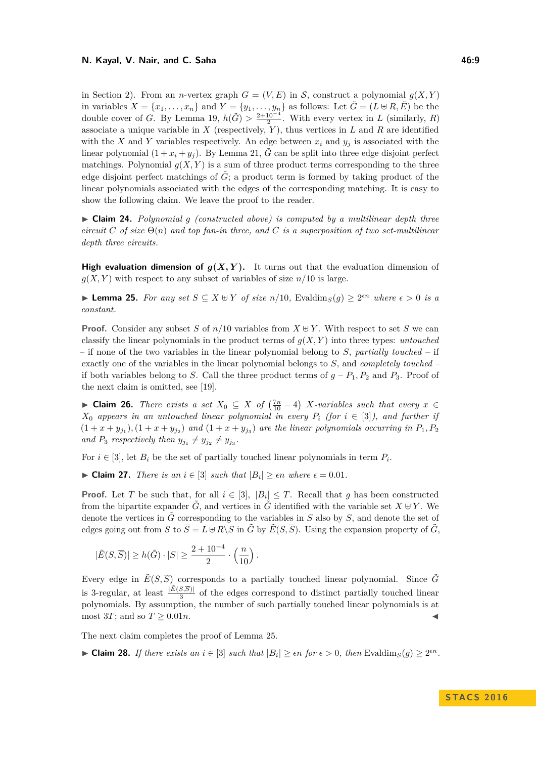in Section 2). From an $n$-vertex graph $G = (V, E)$ in $\mathcal{S}$, construct a polynomial $g(X, Y)$ in variables $X = \{x_1, \ldots, x_n\}$ and $Y = \{y_1, \ldots, y_n\}$ as follows: Let $\tilde{G} = (L \uplus R, \tilde{E})$ be the double cover of $G$. By Lemma 19, $h(\tilde{G}) > \frac{2+10^{-4}}{2}$. With every vertex in $L$ (similarly, $R$) associate a unique variable in $X$ (respectively, $Y$), thus vertices in $L$ and $R$ are identified with the $X$ and $Y$ variables respectively. An edge between $x_i$ and $y_j$ is associated with the linear polynomial $(1 + x_i + y_j)$. By Lemma 21, $\tilde{G}$ can be split into three edge disjoint perfect matchings. Polynomial $g(X, Y)$ is a sum of three product terms corresponding to the three edge disjoint perfect matchings of $\tilde{G}$; a product term is formed by taking product of the linear polynomials associated with the edges of the corresponding matching. It is easy to show the following claim. We leave the proof to the reader.

▶ **Claim 24.** *Polynomial $g$ (constructed above) is computed by a multilinear depth three circuit $C$ of size $\Theta(n)$ and top fan-in three, and $C$ is a superposition of two set-multilinear depth three circuits.*

**High evaluation dimension of $g(X, Y)$.** It turns out that the evaluation dimension of $g(X, Y)$ with respect to any subset of variables of size $n/10$ is large.

▶ **Lemma 25.** *For any set $S \subseteq X \uplus Y$ of size $n/10$, $\text{Evaldim}_S(g) \geq 2^{\epsilon n}$ where $\epsilon > 0$ is a constant.*

**Proof.** Consider any subset $S$ of $n/10$ variables from $X \uplus Y$. With respect to set $S$ we can classify the linear polynomials in the product terms of $g(X, Y)$ into three types: *untouched* – if none of the two variables in the linear polynomial belong to $S$, *partially touched* – if exactly one of the variables in the linear polynomial belongs to $S$, and *completely touched* – if both variables belong to $S$. Call the three product terms of $g$ – $P_1, P_2$ and $P_3$. Proof of the next claim is omitted, see [19].

▶ **Claim 26.** *There exists a set $X_0 \subseteq X$ of $\left(\frac{7n}{10} - 4\right)$ $X$-variables such that every $x \in X_0$ appears in an untouched linear polynomial in every $P_i$ (for $i \in [3]$), and further if $(1 + x + y_{j_1}), (1 + x + y_{j_2})$ and $(1 + x + y_{j_3})$ are the linear polynomials occurring in $P_1, P_2$ and $P_3$ respectively then $y_{j_1} \neq y_{j_2} \neq y_{j_3}$.*

For $i \in [3]$, let $B_i$ be the set of partially touched linear polynomials in term $P_i$.

▶ **Claim 27.** *There is an $i \in [3]$ such that $|B_i| \geq \epsilon n$ where $\epsilon = 0.01$.*

**Proof.** Let $T$ be such that, for all $i \in [3]$, $|B_i| \leq T$. Recall that $g$ has been constructed from the bipartite expander $\tilde{G}$, and vertices in $\tilde{G}$ identified with the variable set $X \uplus Y$. We denote the vertices in $\tilde{G}$ corresponding to the variables in $S$ also by $S$, and denote the set of edges going out from $S$ to $\overline{S} = L \uplus R \backslash S$ in $\tilde{G}$ by $\tilde{E}(S, \overline{S})$. Using the expansion property of $\tilde{G}$,

$$|\tilde{E}(S, \overline{S})| \geq h(\tilde{G}) \cdot |S| \geq \frac{2 + 10^{-4}}{2} \cdot \left(\frac{n}{10}\right).$$

Every edge in $\tilde{E}(S, \overline{S})$ corresponds to a partially touched linear polynomial. Since $\tilde{G}$ is 3-regular, at least $\frac{|\tilde{E}(S, \overline{S})|}{3}$ of the edges correspond to distinct partially touched linear polynomials. By assumption, the number of such partially touched linear polynomials is at most $3T$; and so $T \geq 0.01n$. ◀

The next claim completes the proof of Lemma 25.

▶ **Claim 28.** *If there exists an $i \in [3]$ such that $|B_i| \geq \epsilon n$ for $\epsilon > 0$, then $\text{Evaldim}_S(g) \geq 2^{\epsilon n}$.*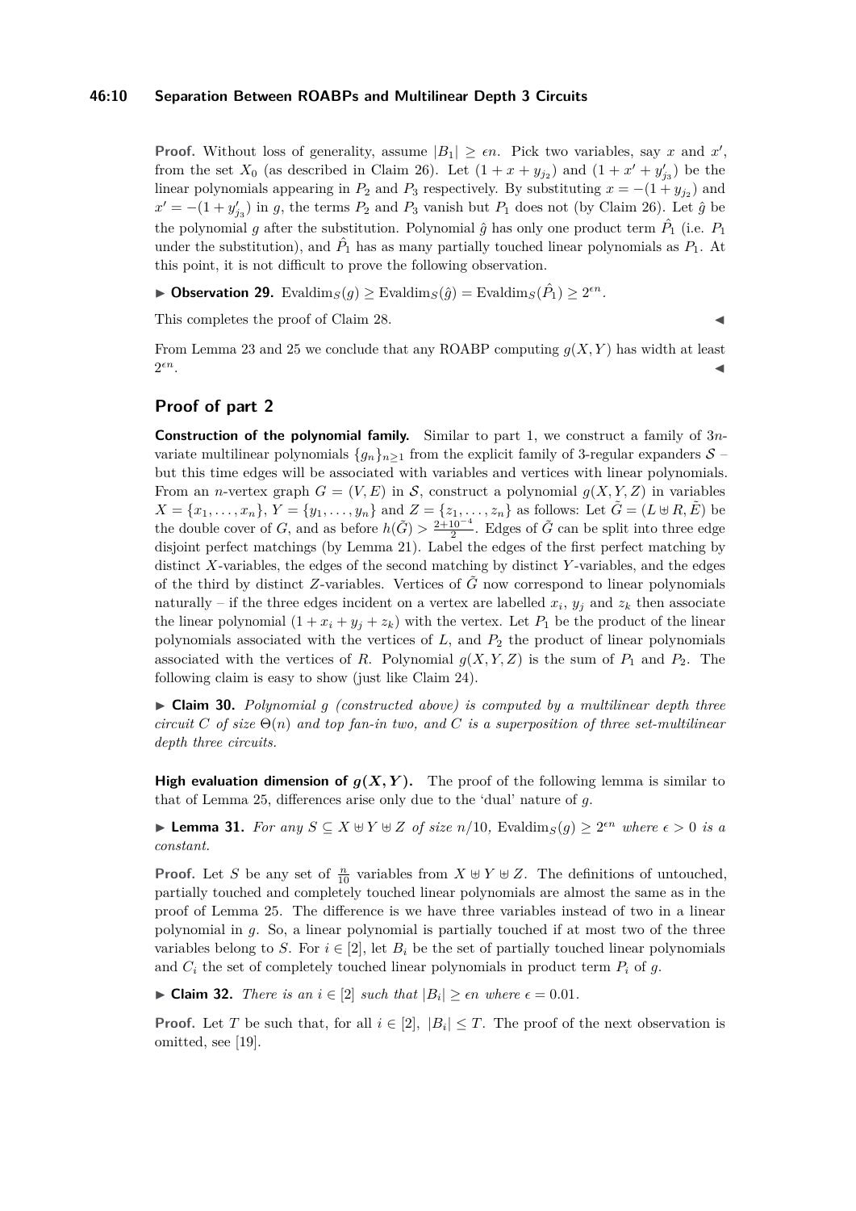**Proof.** Without loss of generality, assume $|B_1| \geq \epsilon n$. Pick two variables, say $x$ and $x'$, from the set $X_0$ (as described in Claim 26). Let $(1 + x + y_{j_2})$ and $(1 + x' + y'_{j_3})$ be the linear polynomials appearing in $P_2$ and $P_3$ respectively. By substituting $x = -(1 + y_{j_2})$ and $x' = -(1 + y'_{j_3})$ in $g$, the terms $P_2$ and $P_3$ vanish but $P_1$ does not (by Claim 26). Let $\hat{g}$ be the polynomial $g$ after the substitution. Polynomial $\hat{g}$ has only one product term $\hat{P}_1$ (i.e. $P_1$ under the substitution), and $\hat{P}_1$ has as many partially touched linear polynomials as $P_1$. At this point, it is not difficult to prove the following observation.

► **Observation 29.** $\mathrm{Evaldim}_S(g) \geq \mathrm{Evaldim}_S(\hat{g}) = \mathrm{Evaldim}_S(\hat{P}_1) \geq 2^{\epsilon n}$.

This completes the proof of Claim 28. ◄

From Lemma 23 and 25 we conclude that any ROABP computing $g(X, Y)$ has width at least $2^{\epsilon n}$. ◄

## Proof of part 2

**Construction of the polynomial family.** Similar to part 1, we construct a family of $3n$-variate multilinear polynomials $\{g_n\}_{n \geq 1}$ from the explicit family of 3-regular expanders $\mathcal{S}$ – but this time edges will be associated with variables and vertices with linear polynomials. From an $n$-vertex graph $G = (V, E)$ in $\mathcal{S}$, construct a polynomial $g(X, Y, Z)$ in variables $X = \{x_1, \ldots, x_n\}$, $Y = \{y_1, \ldots, y_n\}$ and $Z = \{z_1, \ldots, z_n\}$ as follows: Let $\tilde{G} = (L \uplus R, \tilde{E})$ be the double cover of $G$, and as before $h(\tilde{G}) > \frac{2+10^{-4}}{2}$. Edges of $\tilde{G}$ can be split into three edge disjoint perfect matchings (by Lemma 21). Label the edges of the first perfect matching by distinct $X$-variables, the edges of the second matching by distinct $Y$-variables, and the edges of the third by distinct $Z$-variables. Vertices of $\tilde{G}$ now correspond to linear polynomials naturally – if the three edges incident on a vertex are labelled $x_i$, $y_j$ and $z_k$ then associate the linear polynomial $(1 + x_i + y_j + z_k)$ with the vertex. Let $P_1$ be the product of the linear polynomials associated with the vertices of $L$, and $P_2$ the product of linear polynomials associated with the vertices of $R$. Polynomial $g(X, Y, Z)$ is the sum of $P_1$ and $P_2$. The following claim is easy to show (just like Claim 24).

► **Claim 30.** *Polynomial $g$ (constructed above) is computed by a multilinear depth three circuit $C$ of size $\Theta(n)$ and top fan-in two, and $C$ is a superposition of three set-multilinear depth three circuits.*

**High evaluation dimension of $g(X, Y)$.** The proof of the following lemma is similar to that of Lemma 25, differences arise only due to the 'dual' nature of $g$.

► **Lemma 31.** *For any $S \subseteq X \uplus Y \uplus Z$ of size $n/10$, $\mathrm{Evaldim}_S(g) \geq 2^{\epsilon n}$ where $\epsilon > 0$ is a constant.*

**Proof.** Let $S$ be any set of $\frac{n}{10}$ variables from $X \uplus Y \uplus Z$. The definitions of untouched, partially touched and completely touched linear polynomials are almost the same as in the proof of Lemma 25. The difference is we have three variables instead of two in a linear polynomial in $g$. So, a linear polynomial is partially touched if at most two of the three variables belong to $S$. For $i \in [2]$, let $B_i$ be the set of partially touched linear polynomials and $C_i$ the set of completely touched linear polynomials in product term $P_i$ of $g$.

► **Claim 32.** *There is an $i \in [2]$ such that $|B_i| \geq \epsilon n$ where $\epsilon = 0.01$.*

**Proof.** Let $T$ be such that, for all $i \in [2]$, $|B_i| \leq T$. The proof of the next observation is omitted, see [19].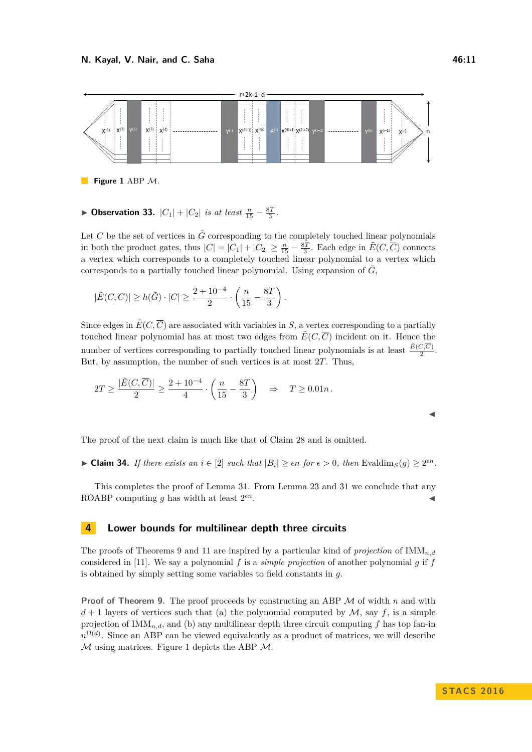**Figure 1** ABP $\mathcal{M}$.

▶ **Observation 33.** *$|C_1| + |C_2|$ is at least $\frac{n}{15} - \frac{8T}{3}$.*

Let $C$ be the set of vertices in $\tilde{G}$ corresponding to the completely touched linear polynomials in both the product gates, thus $|C| = |C_1| + |C_2| \geq \frac{n}{15} - \frac{8T}{3}$. Each edge in $\tilde{E}(C, \overline{C})$ connects a vertex which corresponds to a completely touched linear polynomial to a vertex which corresponds to a partially touched linear polynomial. Using expansion of $\tilde{G}$,

$$|\tilde{E}(C, \overline{C})| \geq h(\tilde{G}) \cdot |C| \geq \frac{2 + 10^{-4}}{2} \cdot \left(\frac{n}{15} - \frac{8T}{3}\right).$$

Since edges in $\tilde{E}(C, \overline{C})$ are associated with variables in $S$, a vertex corresponding to a partially touched linear polynomial has at most two edges from $\tilde{E}(C, \overline{C})$ incident on it. Hence the number of vertices corresponding to partially touched linear polynomials is at least $\frac{\tilde{E}(C, \overline{C})}{2}$. But, by assumption, the number of such vertices is at most $2T$. Thus,

$$2T \geq \frac{|\tilde{E}(C, \overline{C})|}{2} \geq \frac{2 + 10^{-4}}{4} \cdot \left(\frac{n}{15} - \frac{8T}{3}\right) \quad \Rightarrow \quad T \geq 0.01n.$$

◀

The proof of the next claim is much like that of Claim 28 and is omitted.

▶ **Claim 34.** *If there exists an $i \in [2]$ such that $|B_i| \geq \epsilon n$ for $\epsilon > 0$, then $\text{Evaldim}_S(g) \geq 2^{\epsilon n}$.*

This completes the proof of Lemma 31. From Lemma 23 and 31 we conclude that any ROABP computing $g$ has width at least $2^{\epsilon n}$. ◀

## 4 Lower bounds for multilinear depth three circuits

The proofs of Theorems 9 and 11 are inspired by a particular kind of *projection* of $\text{IMM}_{n,d}$ considered in [11]. We say a polynomial $f$ is a *simple projection* of another polynomial $g$ if $f$ is obtained by simply setting some variables to field constants in $g$.

**Proof of Theorem 9.** The proof proceeds by constructing an ABP $\mathcal{M}$ of width $n$ and with $d + 1$ layers of vertices such that (a) the polynomial computed by $\mathcal{M}$, say $f$, is a simple projection of $\text{IMM}_{n,d}$, and (b) any multilinear depth three circuit computing $f$ has top fan-in $n^{\Omega(d)}$. Since an ABP can be viewed equivalently as a product of matrices, we will describe $\mathcal{M}$ using matrices. Figure 1 depicts the ABP $\mathcal{M}$.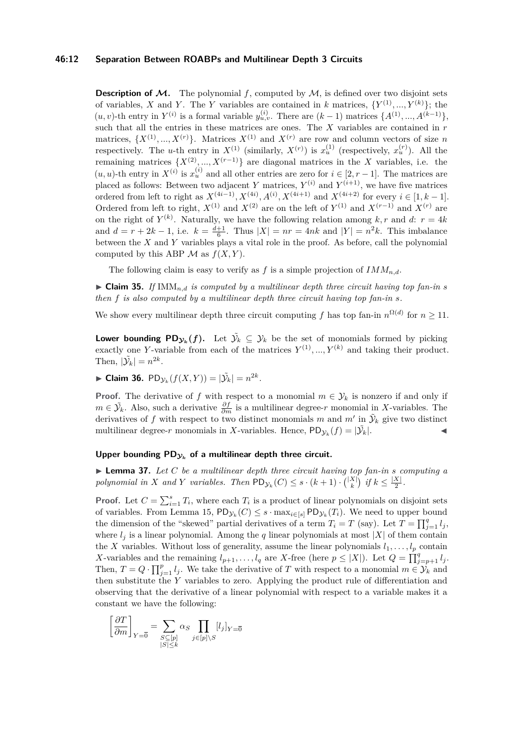**Description of $\mathcal{M}$.** The polynomial $f$, computed by $\mathcal{M}$, is defined over two disjoint sets of variables, $X$ and $Y$. The $Y$ variables are contained in $k$ matrices, $\{Y^{(1)}, ..., Y^{(k)}\}$; the $(u,v)$-th entry in $Y^{(i)}$ is a formal variable $y^{(i)}_{u,v}$. There are $(k-1)$ matrices $\{A^{(1)}, ..., A^{(k-1)}\}$, such that all the entries in these matrices are ones. The $X$ variables are contained in $r$ matrices, $\{X^{(1)}, ..., X^{(r)}\}$. Matrices $X^{(1)}$ and $X^{(r)}$ are row and column vectors of size $n$ respectively. The $u$-th entry in $X^{(1)}$ (similarly, $X^{(r)}$) is $x^{(1)}_u$ (respectively, $x^{(r)}_u$). All the remaining matrices $\{X^{(2)}, ..., X^{(r-1)}\}$ are diagonal matrices in the $X$ variables, i.e. the $(u,u)$-th entry in $X^{(i)}$ is $x^{(i)}_u$ and all other entries are zero for $i \in [2, r-1]$. The matrices are placed as follows: Between two adjacent $Y$ matrices, $Y^{(i)}$ and $Y^{(i+1)}$, we have five matrices ordered from left to right as $X^{(4i-1)}, X^{(4i)}, A^{(i)}, X^{(4i+1)}$ and $X^{(4i+2)}$ for every $i \in [1, k-1]$. Ordered from left to right, $X^{(1)}$ and $X^{(2)}$ are on the left of $Y^{(1)}$ and $X^{(r-1)}$ and $X^{(r)}$ are on the right of $Y^{(k)}$. Naturally, we have the following relation among $k, r$ and $d$: $r = 4k$ and $d = r + 2k - 1$, i.e. $k = \frac{d+1}{6}$. Thus $|X| = nr = 4nk$ and $|Y| = n^2k$. This imbalance between the $X$ and $Y$ variables plays a vital role in the proof. As before, call the polynomial computed by this ABP $\mathcal{M}$ as $f(X, Y)$.

The following claim is easy to verify as $f$ is a simple projection of $IMM_{n,d}$.

▶ **Claim 35.** *If* $\mathrm{IMM}_{n,d}$ *is computed by a multilinear depth three circuit having top fan-in* $s$ *then* $f$ *is also computed by a multilinear depth three circuit having top fan-in* $s$*.*

We show every multilinear depth three circuit computing $f$ has top fan-in $n^{\Omega(d)}$ for $n \geq 11$.

**Lower bounding $\mathsf{PD}_{\mathcal{Y}_k}(f)$.** Let $\tilde{\mathcal{Y}_k} \subseteq \mathcal{Y}_k$ be the set of monomials formed by picking exactly one $Y$-variable from each of the matrices $Y^{(1)}, ..., Y^{(k)}$ and taking their product. Then, $|\tilde{\mathcal{Y}_k}| = n^{2k}$.

▶ **Claim 36.** $\mathsf{PD}_{\mathcal{Y}_k}(f(X, Y)) = |\tilde{\mathcal{Y}_k}| = n^{2k}$.

**Proof.** The derivative of $f$ with respect to a monomial $m \in \mathcal{Y}_k$ is nonzero if and only if $m \in \tilde{\mathcal{Y}_k}$. Also, such a derivative $\frac{\partial f}{\partial m}$ is a multilinear degree-$r$ monomial in $X$-variables. The derivatives of $f$ with respect to two distinct monomials $m$ and $m'$ in $\tilde{\mathcal{Y}_k}$ give two distinct multilinear degree-$r$ monomials in $X$-variables. Hence, $\mathsf{PD}_{\mathcal{Y}_k}(f) = |\tilde{\mathcal{Y}_k}|$. ◀

#### Upper bounding $\mathsf{PD}_{\mathcal{Y}_k}$ of a multilinear depth three circuit.

▶ **Lemma 37.** *Let* $C$ *be a multilinear depth three circuit having top fan-in* $s$ *computing a polynomial in* $X$ *and* $Y$ *variables. Then* $\mathsf{PD}_{\mathcal{Y}_k}(C) \leq s \cdot (k+1) \cdot \binom{|X|}{k}$ *if* $k \leq \frac{|X|}{2}$*.*

**Proof.** Let $C = \sum_{i=1}^{s} T_i$, where each $T_i$ is a product of linear polynomials on disjoint sets of variables. From Lemma 15, $\mathsf{PD}_{\mathcal{Y}_k}(C) \leq s \cdot \max_{i \in [s]} \mathsf{PD}_{\mathcal{Y}_k}(T_i)$. We need to upper bound the dimension of the "skewed" partial derivatives of a term $T_i = T$ (say). Let $T = \prod_{j=1}^{q} l_j$, where $l_j$ is a linear polynomial. Among the $q$ linear polynomials at most $|X|$ of them contain the $X$ variables. Without loss of generality, assume the linear polynomials $l_1, \ldots, l_p$ contain $X$-variables and the remaining $l_{p+1}, \ldots, l_q$ are $X$-free (here $p \leq |X|$). Let $Q = \prod_{j=p+1}^{q} l_j$. Then, $T = Q \cdot \prod_{j=1}^{p} l_j$. We take the derivative of $T$ with respect to a monomial $m \in \mathcal{Y}_k$ and then substitute the $Y$ variables to zero. Applying the product rule of differentiation and observing that the derivative of a linear polynomial with respect to a variable makes it a constant we have the following:

$$\left[\frac{\partial T}{\partial m}\right]_{Y=\overline{0}} = \sum_{\substack{S \subseteq [p] \\ |S| \leq k}} \alpha_S \prod_{j \in [p] \setminus S} [l_j]_{Y=\overline{0}}$$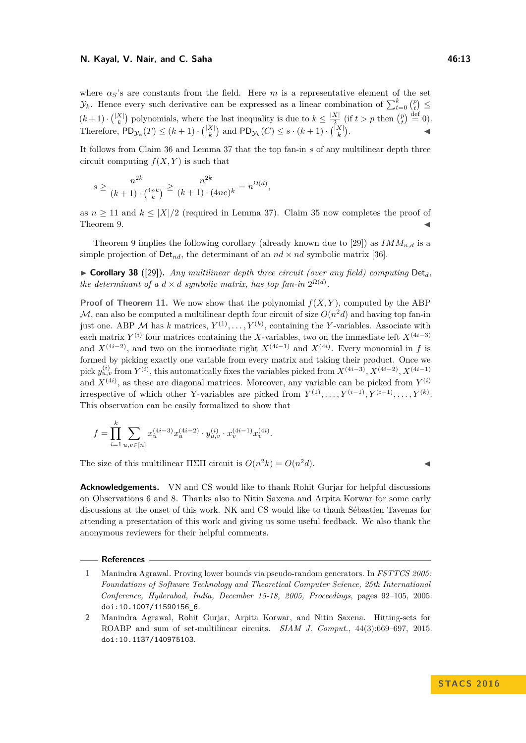where $\alpha_S$'s are constants from the field. Here $m$ is a representative element of the set $\mathcal{Y}_k$. Hence every such derivative can be expressed as a linear combination of $\sum_{t=0}^{k} \binom{p}{t} \leq (k+1) \cdot \binom{|X|}{k}$ polynomials, where the last inequality is due to $k \leq \frac{|X|}{2}$ (if $t > p$ then $\binom{p}{t} \stackrel{\text{def}}{=} 0$). Therefore, $\mathsf{PD}_{\mathcal{Y}_k}(T) \leq (k+1) \cdot \binom{|X|}{k}$ and $\mathsf{PD}_{\mathcal{Y}_k}(C) \leq s \cdot (k+1) \cdot \binom{|X|}{k}$. ◀

It follows from Claim 36 and Lemma 37 that the top fan-in $s$ of any multilinear depth three circuit computing $f(X, Y)$ is such that

$$s \geq \frac{n^{2k}}{(k+1) \cdot \binom{4nk}{k}} \geq \frac{n^{2k}}{(k+1) \cdot (4ne)^k} = n^{\Omega(d)},$$

as $n \geq 11$ and $k \leq |X|/2$ (required in Lemma 37). Claim 35 now completes the proof of Theorem 9. ◀

Theorem 9 implies the following corollary (already known due to [29]) as $IMM_{n,d}$ is a simple projection of $\mathsf{Det}_{nd}$, the determinant of an $nd \times nd$ symbolic matrix [36].

▶ **Corollary 38** ([29]). *Any multilinear depth three circuit (over any field) computing* $\mathsf{Det}_d$*, the determinant of a* $d \times d$ *symbolic matrix, has top fan-in* $2^{\Omega(d)}$.

**Proof of Theorem 11.** We now show that the polynomial $f(X, Y)$, computed by the ABP $\mathcal{M}$, can also be computed a multilinear depth four circuit of size $O(n^2 d)$ and having top fan-in just one. ABP $\mathcal{M}$ has $k$ matrices, $Y^{(1)}, \ldots, Y^{(k)}$, containing the $Y$-variables. Associate with each matrix $Y^{(i)}$ four matrices containing the $X$-variables, two on the immediate left $X^{(4i-3)}$ and $X^{(4i-2)}$, and two on the immediate right $X^{(4i-1)}$ and $X^{(4i)}$. Every monomial in $f$ is formed by picking exactly one variable from every matrix and taking their product. Once we pick $y_{u,v}^{(i)}$ from $Y^{(i)}$, this automatically fixes the variables picked from $X^{(4i-3)}, X^{(4i-2)}, X^{(4i-1)}$ and $X^{(4i)}$, as these are diagonal matrices. Moreover, any variable can be picked from $Y^{(i)}$ irrespective of which other Y-variables are picked from $Y^{(1)}, \ldots, Y^{(i-1)}, Y^{(i+1)}, \ldots, Y^{(k)}$. This observation can be easily formalized to show that

$$f = \prod_{i=1}^{k} \sum_{u,v \in [n]} x_u^{(4i-3)} x_u^{(4i-2)} \cdot y_{u,v}^{(i)} \cdot x_v^{(4i-1)} x_v^{(4i)}.$$

The size of this multilinear $\Pi\Sigma\Pi$ circuit is $O(n^2 k) = O(n^2 d)$. ◀

**Acknowledgements.** VN and CS would like to thank Rohit Gurjar for helpful discussions on Observations 6 and 8. Thanks also to Nitin Saxena and Arpita Korwar for some early discussions at the onset of this work. NK and CS would like to thank Sébastien Tavenas for attending a presentation of this work and giving us some useful feedback. We also thank the anonymous reviewers for their helpful comments.

## References

1. Manindra Agrawal. Proving lower bounds via pseudo-random generators. In *FSTTCS 2005: Foundations of Software Technology and Theoretical Computer Science, 25th International Conference, Hyderabad, India, December 15-18, 2005, Proceedings*, pages 92–105, 2005. doi:10.1007/11590156_6.
2. Manindra Agrawal, Rohit Gurjar, Arpita Korwar, and Nitin Saxena. Hitting-sets for ROABP and sum of set-multilinear circuits. *SIAM J. Comput.*, 44(3):669–697, 2015. doi:10.1137/140975103.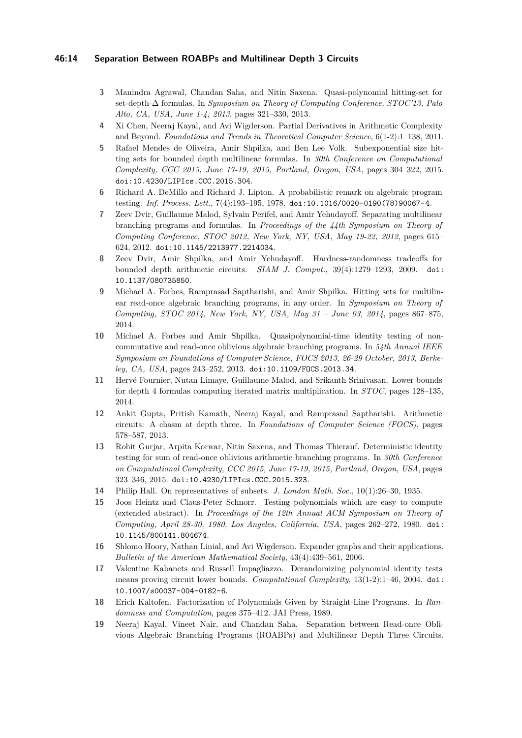3. Manindra Agrawal, Chandan Saha, and Nitin Saxena. Quasi-polynomial hitting-set for set-depth-Δ formulas. In *Symposium on Theory of Computing Conference, STOC'13, Palo Alto, CA, USA, June 1-4, 2013*, pages 321–330, 2013.
4. Xi Chen, Neeraj Kayal, and Avi Wigderson. Partial Derivatives in Arithmetic Complexity and Beyond. *Foundations and Trends in Theoretical Computer Science*, 6(1-2):1–138, 2011.
5. Rafael Mendes de Oliveira, Amir Shpilka, and Ben Lee Volk. Subexponential size hitting sets for bounded depth multilinear formulas. In *30th Conference on Computational Complexity, CCC 2015, June 17-19, 2015, Portland, Oregon, USA*, pages 304–322, 2015. doi:10.4230/LIPIcs.CCC.2015.304.
6. Richard A. DeMillo and Richard J. Lipton. A probabilistic remark on algebraic program testing. *Inf. Process. Lett.*, 7(4):193–195, 1978. doi:10.1016/0020-0190(78)90067-4.
7. Zeev Dvir, Guillaume Malod, Sylvain Perifel, and Amir Yehudayoff. Separating multilinear branching programs and formulas. In *Proceedings of the 44th Symposium on Theory of Computing Conference, STOC 2012, New York, NY, USA, May 19-22, 2012*, pages 615–624, 2012. doi:10.1145/2213977.2214034.
8. Zeev Dvir, Amir Shpilka, and Amir Yehudayoff. Hardness-randomness tradeoffs for bounded depth arithmetic circuits. *SIAM J. Comput.*, 39(4):1279–1293, 2009. doi:10.1137/080735850.
9. Michael A. Forbes, Ramprasad Saptharishi, and Amir Shpilka. Hitting sets for multilinear read-once algebraic branching programs, in any order. In *Symposium on Theory of Computing, STOC 2014, New York, NY, USA, May 31 – June 03, 2014*, pages 867–875, 2014.
10. Michael A. Forbes and Amir Shpilka. Quasipolynomial-time identity testing of non-commutative and read-once oblivious algebraic branching programs. In *54th Annual IEEE Symposium on Foundations of Computer Science, FOCS 2013, 26-29 October, 2013, Berkeley, CA, USA*, pages 243–252, 2013. doi:10.1109/FOCS.2013.34.
11. Hervé Fournier, Nutan Limaye, Guillaume Malod, and Srikanth Srinivasan. Lower bounds for depth 4 formulas computing iterated matrix multiplication. In *STOC*, pages 128–135, 2014.
12. Ankit Gupta, Pritish Kamath, Neeraj Kayal, and Ramprasad Saptharishi. Arithmetic circuits: A chasm at depth three. In *Foundations of Computer Science (FOCS)*, pages 578–587, 2013.
13. Rohit Gurjar, Arpita Korwar, Nitin Saxena, and Thomas Thierauf. Deterministic identity testing for sum of read-once oblivious arithmetic branching programs. In *30th Conference on Computational Complexity, CCC 2015, June 17-19, 2015, Portland, Oregon, USA*, pages 323–346, 2015. doi:10.4230/LIPIcs.CCC.2015.323.
14. Philip Hall. On representatives of subsets. *J. London Math. Soc.*, 10(1):26–30, 1935.
15. Joos Heintz and Claus-Peter Schnorr. Testing polynomials which are easy to compute (extended abstract). In *Proceedings of the 12th Annual ACM Symposium on Theory of Computing, April 28-30, 1980, Los Angeles, California, USA*, pages 262–272, 1980. doi:10.1145/800141.804674.
16. Shlomo Hoory, Nathan Linial, and Avi Wigderson. Expander graphs and their applications. *Bulletin of the American Mathematical Society*, 43(4):439–561, 2006.
17. Valentine Kabanets and Russell Impagliazzo. Derandomizing polynomial identity tests means proving circuit lower bounds. *Computational Complexity*, 13(1-2):1–46, 2004. doi:10.1007/s00037-004-0182-6.
18. Erich Kaltofen. Factorization of Polynomials Given by Straight-Line Programs. In *Randomness and Computation*, pages 375–412. JAI Press, 1989.
19. Neeraj Kayal, Vineet Nair, and Chandan Saha. Separation between Read-once Oblivious Algebraic Branching Programs (ROABPs) and Multilinear Depth Three Circuits.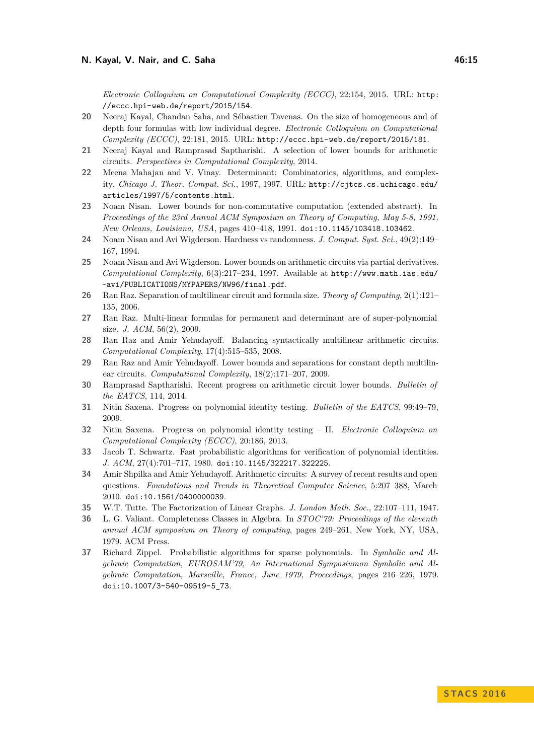*Electronic Colloquium on Computational Complexity (ECCC)*, 22:154, 2015. URL: http://eccc.hpi-web.de/report/2015/154.

**20** Neeraj Kayal, Chandan Saha, and Sébastien Tavenas. On the size of homogeneous and of depth four formulas with low individual degree. *Electronic Colloquium on Computational Complexity (ECCC)*, 22:181, 2015. URL: http://eccc.hpi-web.de/report/2015/181.

**21** Neeraj Kayal and Ramprasad Saptharishi. A selection of lower bounds for arithmetic circuits. *Perspectives in Computational Complexity*, 2014.

**22** Meena Mahajan and V. Vinay. Determinant: Combinatorics, algorithms, and complexity. *Chicago J. Theor. Comput. Sci.*, 1997, 1997. URL: http://cjtcs.cs.uchicago.edu/articles/1997/5/contents.html.

**23** Noam Nisan. Lower bounds for non-commutative computation (extended abstract). In *Proceedings of the 23rd Annual ACM Symposium on Theory of Computing, May 5-8, 1991, New Orleans, Louisiana, USA*, pages 410–418, 1991. doi:10.1145/103418.103462.

**24** Noam Nisan and Avi Wigderson. Hardness vs randomness. *J. Comput. Syst. Sci.*, 49(2):149–167, 1994.

**25** Noam Nisan and Avi Wigderson. Lower bounds on arithmetic circuits via partial derivatives. *Computational Complexity*, 6(3):217–234, 1997. Available at http://www.math.ias.edu/~avi/PUBLICATIONS/MYPAPERS/NW96/final.pdf.

**26** Ran Raz. Separation of multilinear circuit and formula size. *Theory of Computing*, 2(1):121–135, 2006.

**27** Ran Raz. Multi-linear formulas for permanent and determinant are of super-polynomial size. *J. ACM*, 56(2), 2009.

**28** Ran Raz and Amir Yehudayoff. Balancing syntactically multilinear arithmetic circuits. *Computational Complexity*, 17(4):515–535, 2008.

**29** Ran Raz and Amir Yehudayoff. Lower bounds and separations for constant depth multilinear circuits. *Computational Complexity*, 18(2):171–207, 2009.

**30** Ramprasad Saptharishi. Recent progress on arithmetic circuit lower bounds. *Bulletin of the EATCS*, 114, 2014.

**31** Nitin Saxena. Progress on polynomial identity testing. *Bulletin of the EATCS*, 99:49–79, 2009.

**32** Nitin Saxena. Progress on polynomial identity testing – II. *Electronic Colloquium on Computational Complexity (ECCC)*, 20:186, 2013.

**33** Jacob T. Schwartz. Fast probabilistic algorithms for verification of polynomial identities. *J. ACM*, 27(4):701–717, 1980. doi:10.1145/322217.322225.

**34** Amir Shpilka and Amir Yehudayoff. Arithmetic circuits: A survey of recent results and open questions. *Foundations and Trends in Theoretical Computer Science*, 5:207–388, March 2010. doi:10.1561/0400000039.

**35** W.T. Tutte. The Factorization of Linear Graphs. *J. London Math. Soc.*, 22:107–111, 1947.

**36** L. G. Valiant. Completeness Classes in Algebra. In *STOC'79: Proceedings of the eleventh annual ACM symposium on Theory of computing*, pages 249–261, New York, NY, USA, 1979. ACM Press.

**37** Richard Zippel. Probabilistic algorithms for sparse polynomials. In *Symbolic and Algebraic Computation, EUROSAM'79, An International Symposiumon Symbolic and Algebraic Computation, Marseille, France, June 1979, Proceedings*, pages 216–226, 1979. doi:10.1007/3-540-09519-5_73.